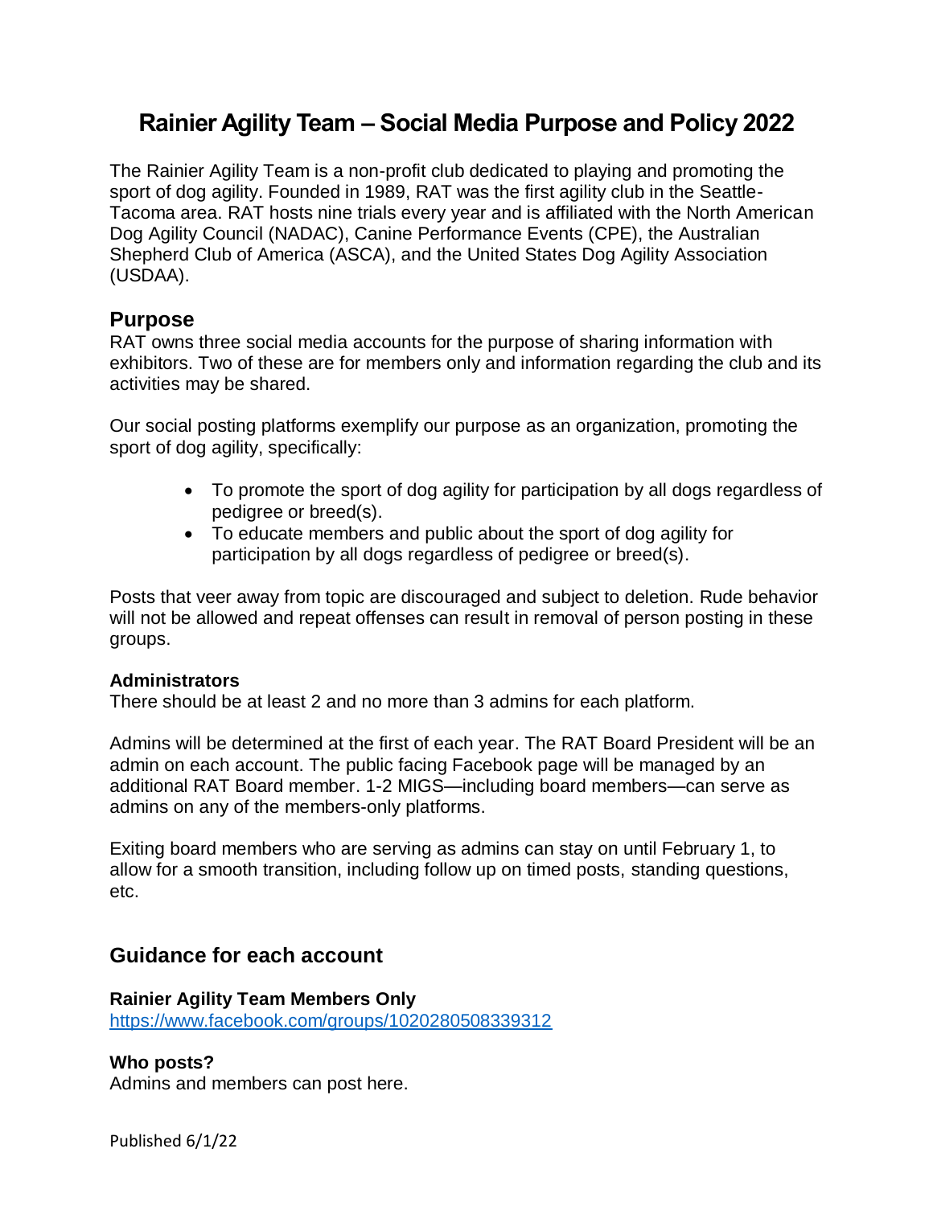# Rainier Agility Team – Social Media Purpose and Policy 2022

The Rainier Agility Team is a non-profit club dedicated to playing and promoting the sport of dog agility. Founded in 1989, RAT was the first agility club in the Seattle-Tacoma area. RAT hosts nine trials every year and is affiliated with the North American Dog Agility Council (NADAC), Canine Performance Events (CPE), the Australian Shepherd Club of America (ASCA), and the United States Dog Agility Association (USDAA).

## Purpose

RAT owns three social media accounts for the purpose of sharing information with exhibitors. Two of these are for members only and information regarding the club and its activities may be shared.

Our social posting platforms exemplify our purpose as an organization, promoting the sport of dog agility, specifically:

- To promote the sport of dog agility for participation by all dogs regardless of pedigree or breed(s).
- To educate members and public about the sport of dog agility for participation by all dogs regardless of pedigree or breed(s).

Posts that veer away from topic are discouraged and subject to deletion. Rude behavior will not be allowed and repeat offenses can result in removal of person posting in these groups.

**Administrators**

There should be at least 2 and no more than 3 admins for each platform.

Admins will be determined at the first of each year. The RAT Board President will be an admin on each account. The public facing Facebook page will be managed by an additional RAT Board member. 1-2 MIGS—including board members—can serve as admins on any of the members-only platforms.

Exiting board members who are serving as admins can stay on until February 1, to allow for a smooth transition, including follow up on timed posts, standing questions, etc.

## Guidance for each account

**Rainier Agility Team Members Only**

https://www.facebook.com/groups/1020280508339312

**Who posts?**

Admins and members can post here.

Published 6/1/22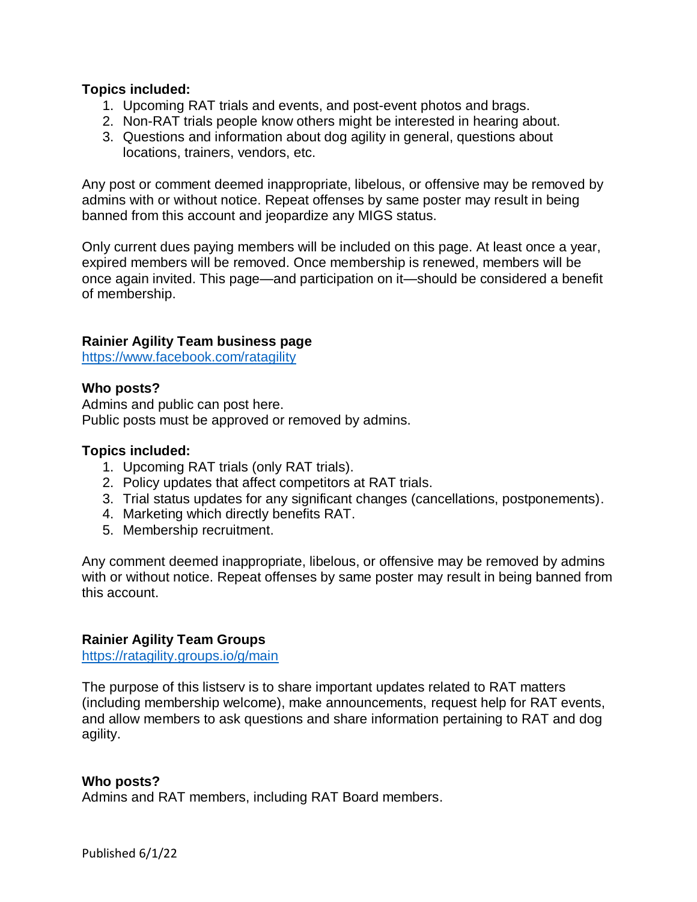**Topics included:**

1. Upcoming RAT trials and events, and post-event photos and brags.
2. Non-RAT trials people know others might be interested in hearing about.
3. Questions and information about dog agility in general, questions about locations, trainers, vendors, etc.

Any post or comment deemed inappropriate, libelous, or offensive may be removed by admins with or without notice. Repeat offenses by same poster may result in being banned from this account and jeopardize any MIGS status.

Only current dues paying members will be included on this page. At least once a year, expired members will be removed. Once membership is renewed, members will be once again invited. This page—and participation on it—should be considered a benefit of membership.

**Rainier Agility Team business page**
[https://www.facebook.com/ratagility](https://www.facebook.com/ratagility)

**Who posts?**
Admins and public can post here.
Public posts must be approved or removed by admins.

**Topics included:**

1. Upcoming RAT trials (only RAT trials).
2. Policy updates that affect competitors at RAT trials.
3. Trial status updates for any significant changes (cancellations, postponements).
4. Marketing which directly benefits RAT.
5. Membership recruitment.

Any comment deemed inappropriate, libelous, or offensive may be removed by admins with or without notice. Repeat offenses by same poster may result in being banned from this account.

**Rainier Agility Team Groups**
[https://ratagility.groups.io/g/main](https://ratagility.groups.io/g/main)

The purpose of this listserv is to share important updates related to RAT matters (including membership welcome), make announcements, request help for RAT events, and allow members to ask questions and share information pertaining to RAT and dog agility.

**Who posts?**
Admins and RAT members, including RAT Board members.

Published 6/1/22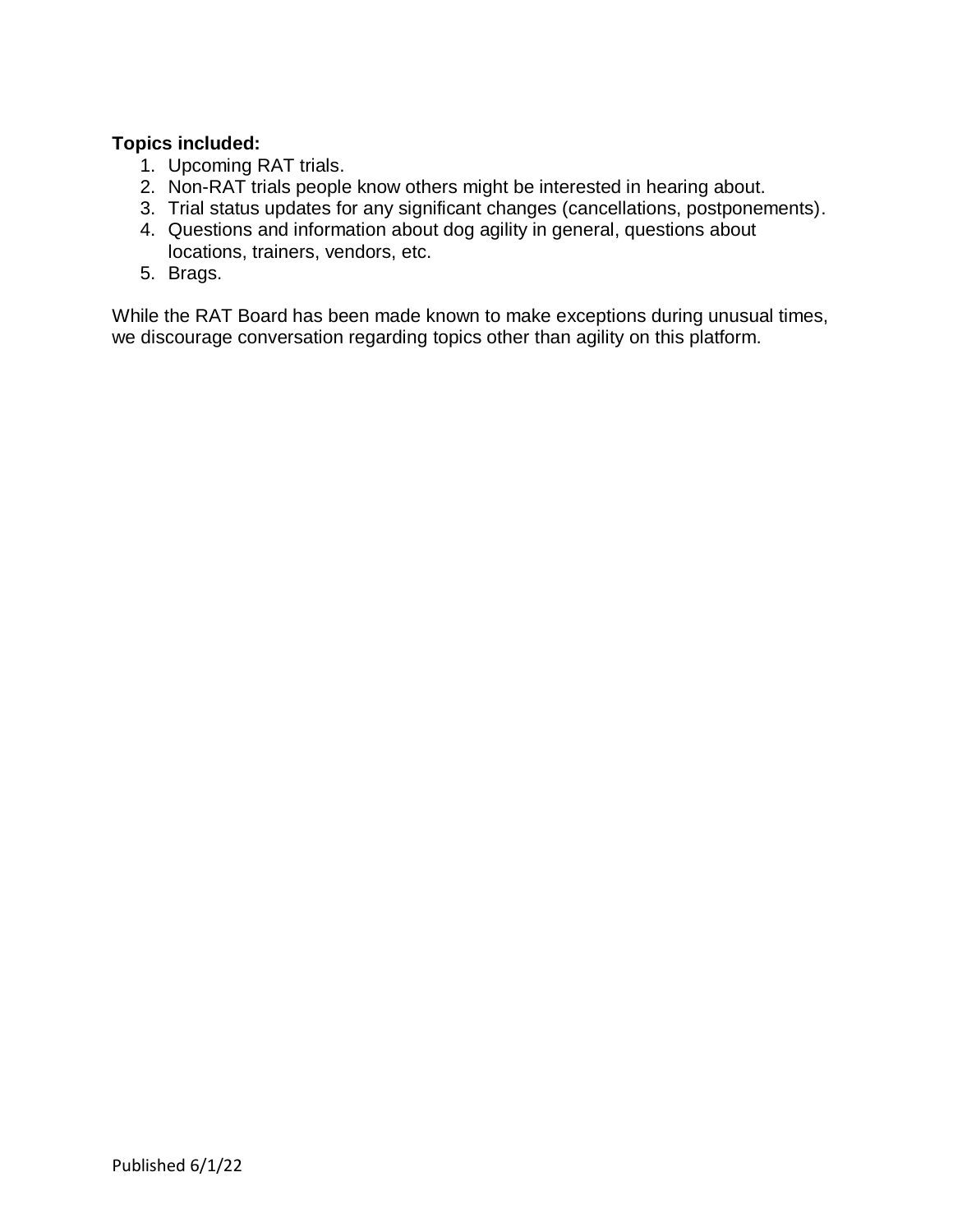**Topics included:**

1. Upcoming RAT trials.
2. Non-RAT trials people know others might be interested in hearing about.
3. Trial status updates for any significant changes (cancellations, postponements).
4. Questions and information about dog agility in general, questions about locations, trainers, vendors, etc.
5. Brags.

While the RAT Board has been made known to make exceptions during unusual times, we discourage conversation regarding topics other than agility on this platform.

Published 6/1/22